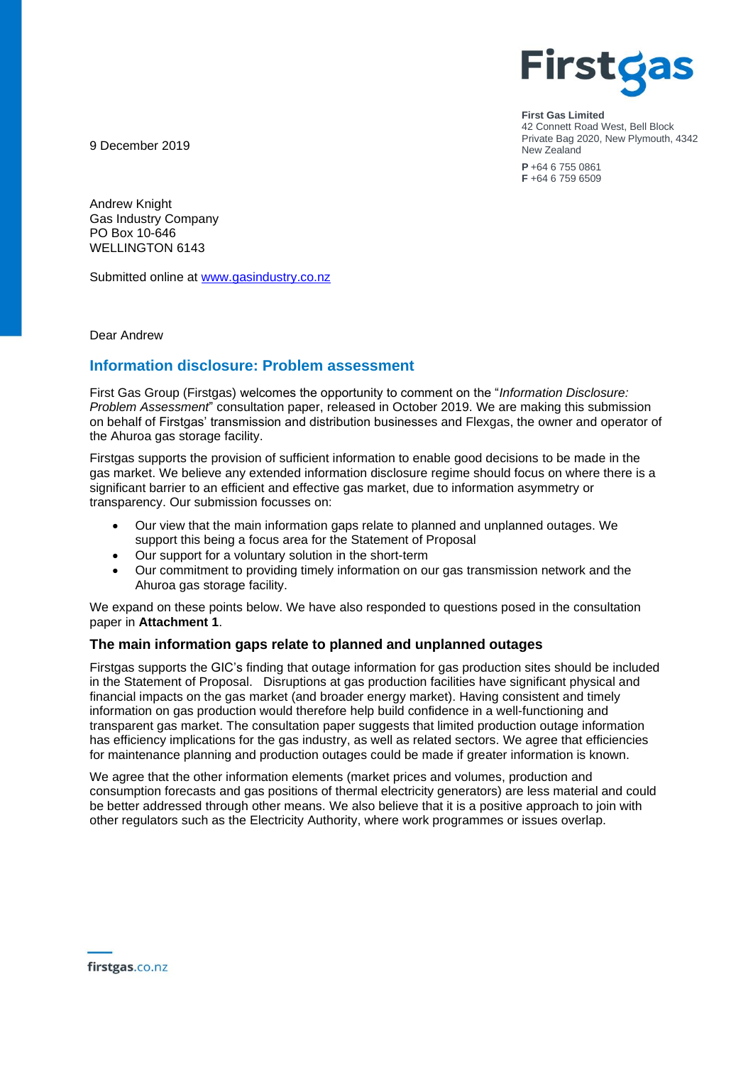**First Gas Limited**
42 Connett Road West, Bell Block
Private Bag 2020, New Plymouth, 4342
New Zealand

**P** +64 6 755 0861
**F** +64 6 759 6509

9 December 2019

Andrew Knight
Gas Industry Company
PO Box 10-646
WELLINGTON 6143

Submitted online at www.gasindustry.co.nz

Dear Andrew

## Information disclosure: Problem assessment

First Gas Group (Firstgas) welcomes the opportunity to comment on the "*Information Disclosure: Problem Assessment*" consultation paper, released in October 2019. We are making this submission on behalf of Firstgas' transmission and distribution businesses and Flexgas, the owner and operator of the Ahuroa gas storage facility.

Firstgas supports the provision of sufficient information to enable good decisions to be made in the gas market. We believe any extended information disclosure regime should focus on where there is a significant barrier to an efficient and effective gas market, due to information asymmetry or transparency. Our submission focusses on:

- Our view that the main information gaps relate to planned and unplanned outages. We support this being a focus area for the Statement of Proposal
- Our support for a voluntary solution in the short-term
- Our commitment to providing timely information on our gas transmission network and the Ahuroa gas storage facility.

We expand on these points below. We have also responded to questions posed in the consultation paper in **Attachment 1**.

### The main information gaps relate to planned and unplanned outages

Firstgas supports the GIC's finding that outage information for gas production sites should be included in the Statement of Proposal. Disruptions at gas production facilities have significant physical and financial impacts on the gas market (and broader energy market). Having consistent and timely information on gas production would therefore help build confidence in a well-functioning and transparent gas market. The consultation paper suggests that limited production outage information has efficiency implications for the gas industry, as well as related sectors. We agree that efficiencies for maintenance planning and production outages could be made if greater information is known.

We agree that the other information elements (market prices and volumes, production and consumption forecasts and gas positions of thermal electricity generators) are less material and could be better addressed through other means. We also believe that it is a positive approach to join with other regulators such as the Electricity Authority, where work programmes or issues overlap.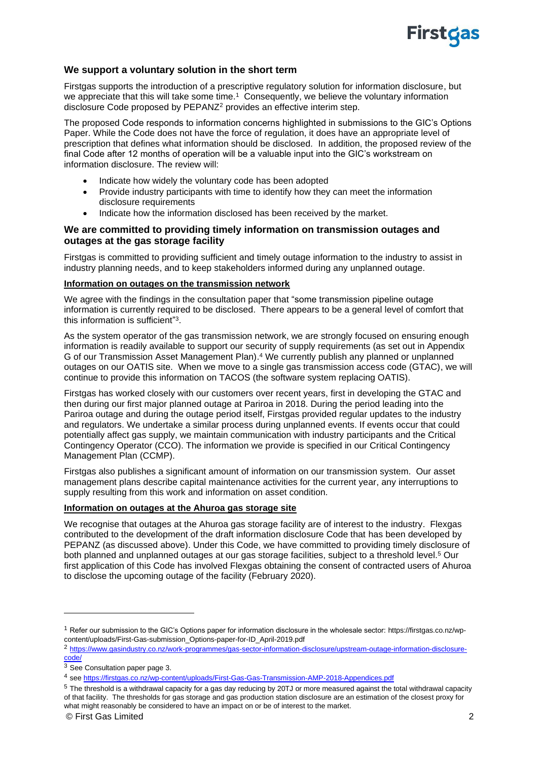## We support a voluntary solution in the short term

Firstgas supports the introduction of a prescriptive regulatory solution for information disclosure, but we appreciate that this will take some time.[1] Consequently, we believe the voluntary information disclosure Code proposed by PEPANZ[2] provides an effective interim step.

The proposed Code responds to information concerns highlighted in submissions to the GIC's Options Paper. While the Code does not have the force of regulation, it does have an appropriate level of prescription that defines what information should be disclosed. In addition, the proposed review of the final Code after 12 months of operation will be a valuable input into the GIC's workstream on information disclosure. The review will:

- Indicate how widely the voluntary code has been adopted
- Provide industry participants with time to identify how they can meet the information disclosure requirements
- Indicate how the information disclosed has been received by the market.

## We are committed to providing timely information on transmission outages and outages at the gas storage facility

Firstgas is committed to providing sufficient and timely outage information to the industry to assist in industry planning needs, and to keep stakeholders informed during any unplanned outage.

### Information on outages on the transmission network

We agree with the findings in the consultation paper that "some transmission pipeline outage information is currently required to be disclosed. There appears to be a general level of comfort that this information is sufficient"[3].

As the system operator of the gas transmission network, we are strongly focused on ensuring enough information is readily available to support our security of supply requirements (as set out in Appendix G of our Transmission Asset Management Plan).[4] We currently publish any planned or unplanned outages on our OATIS site. When we move to a single gas transmission access code (GTAC), we will continue to provide this information on TACOS (the software system replacing OATIS).

Firstgas has worked closely with our customers over recent years, first in developing the GTAC and then during our first major planned outage at Pariroa in 2018. During the period leading into the Pariroa outage and during the outage period itself, Firstgas provided regular updates to the industry and regulators. We undertake a similar process during unplanned events. If events occur that could potentially affect gas supply, we maintain communication with industry participants and the Critical Contingency Operator (CCO). The information we provide is specified in our Critical Contingency Management Plan (CCMP).

Firstgas also publishes a significant amount of information on our transmission system. Our asset management plans describe capital maintenance activities for the current year, any interruptions to supply resulting from this work and information on asset condition.

### Information on outages at the Ahuroa gas storage site

We recognise that outages at the Ahuroa gas storage facility are of interest to the industry. Flexgas contributed to the development of the draft information disclosure Code that has been developed by PEPANZ (as discussed above). Under this Code, we have committed to providing timely disclosure of both planned and unplanned outages at our gas storage facilities, subject to a threshold level.[5] Our first application of this Code has involved Flexgas obtaining the consent of contracted users of Ahuroa to disclose the upcoming outage of the facility (February 2020).

---

[1] Refer our submission to the GIC's Options paper for information disclosure in the wholesale sector: https://firstgas.co.nz/wp-content/uploads/First-Gas-submission_Options-paper-for-ID_April-2019.pdf

[2] https://www.gasindustry.co.nz/work-programmes/gas-sector-information-disclosure/upstream-outage-information-disclosure-code/

[3] See Consultation paper page 3.

[4] see https://firstgas.co.nz/wp-content/uploads/First-Gas-Gas-Transmission-AMP-2018-Appendices.pdf

[5] The threshold is a withdrawal capacity for a gas day reducing by 20TJ or more measured against the total withdrawal capacity of that facility. The thresholds for gas storage and gas production station disclosure are an estimation of the closest proxy for what might reasonably be considered to have an impact on or be of interest to the market.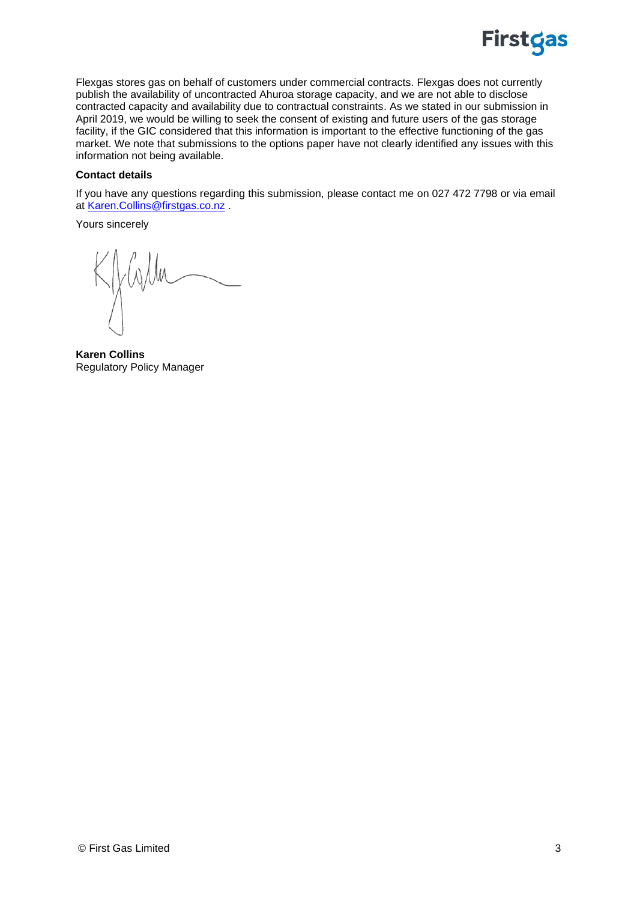Flexgas stores gas on behalf of customers under commercial contracts. Flexgas does not currently publish the availability of uncontracted Ahuroa storage capacity, and we are not able to disclose contracted capacity and availability due to contractual constraints. As we stated in our submission in April 2019, we would be willing to seek the consent of existing and future users of the gas storage facility, if the GIC considered that this information is important to the effective functioning of the gas market. We note that submissions to the options paper have not clearly identified any issues with this information not being available.

**Contact details**

If you have any questions regarding this submission, please contact me on 027 472 7798 or via email at Karen.Collins@firstgas.co.nz .

Yours sincerely

**Karen Collins**
Regulatory Policy Manager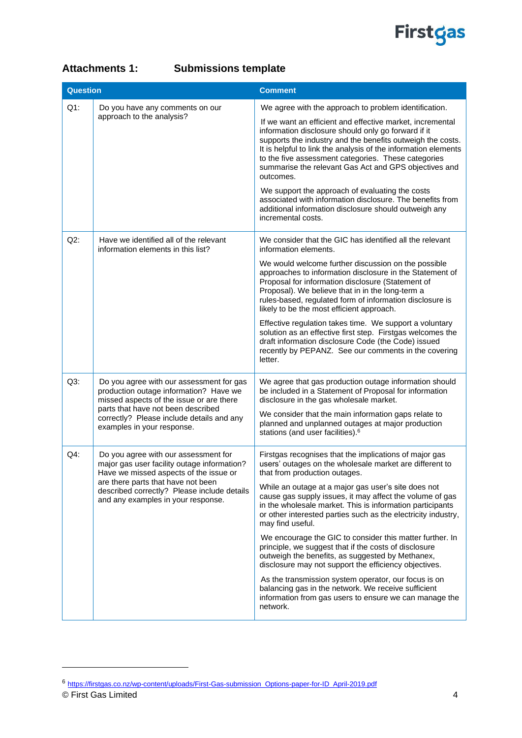## Attachments 1: Submissions template

| Question | | Comment |
|---|---|---|
| Q1: | Do you have any comments on our approach to the analysis? | We agree with the approach to problem identification.<br><br>If we want an efficient and effective market, incremental information disclosure should only go forward if it supports the industry and the benefits outweigh the costs. It is helpful to link the analysis of the information elements to the five assessment categories. These categories summarise the relevant Gas Act and GPS objectives and outcomes.<br><br>We support the approach of evaluating the costs associated with information disclosure. The benefits from additional information disclosure should outweigh any incremental costs. |
| Q2: | Have we identified all of the relevant information elements in this list? | We consider that the GIC has identified all the relevant information elements.<br><br>We would welcome further discussion on the possible approaches to information disclosure in the Statement of Proposal for information disclosure (Statement of Proposal). We believe that in in the long-term a rules-based, regulated form of information disclosure is likely to be the most efficient approach.<br><br>Effective regulation takes time. We support a voluntary solution as an effective first step. Firstgas welcomes the draft information disclosure Code (the Code) issued recently by PEPANZ. See our comments in the covering letter. |
| Q3: | Do you agree with our assessment for gas production outage information? Have we missed aspects of the issue or are there parts that have not been described correctly? Please include details and any examples in your response. | We agree that gas production outage information should be included in a Statement of Proposal for information disclosure in the gas wholesale market.<br><br>We consider that the main information gaps relate to planned and unplanned outages at major production stations (and user facilities).[6] |
| Q4: | Do you agree with our assessment for major gas user facility outage information? Have we missed aspects of the issue or are there parts that have not been described correctly? Please include details and any examples in your response. | Firstgas recognises that the implications of major gas users' outages on the wholesale market are different to that from production outages.<br><br>While an outage at a major gas user's site does not cause gas supply issues, it may affect the volume of gas in the wholesale market. This is information participants or other interested parties such as the electricity industry, may find useful.<br><br>We encourage the GIC to consider this matter further. In principle, we suggest that if the costs of disclosure outweigh the benefits, as suggested by Methanex, disclosure may not support the efficiency objectives.<br><br>As the transmission system operator, our focus is on balancing gas in the network. We receive sufficient information from gas users to ensure we can manage the network. |

[6] https://firstgas.co.nz/wp-content/uploads/First-Gas-submission_Options-paper-for-ID_April-2019.pdf

© First Gas Limited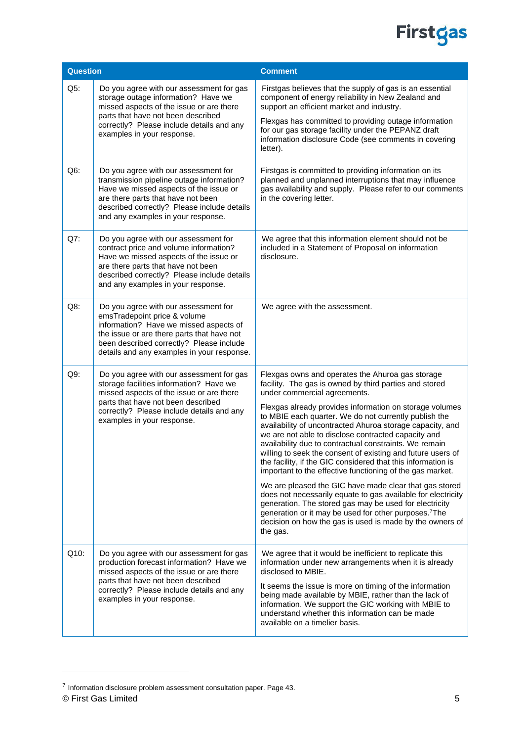| Question | | Comment |
|---|---|---|
| Q5: | Do you agree with our assessment for gas storage outage information? Have we missed aspects of the issue or are there parts that have not been described correctly? Please include details and any examples in your response. | Firstgas believes that the supply of gas is an essential component of energy reliability in New Zealand and support an efficient market and industry.<br><br>Flexgas has committed to providing outage information for our gas storage facility under the PEPANZ draft information disclosure Code (see comments in covering letter). |
| Q6: | Do you agree with our assessment for transmission pipeline outage information? Have we missed aspects of the issue or are there parts that have not been described correctly? Please include details and any examples in your response. | Firstgas is committed to providing information on its planned and unplanned interruptions that may influence gas availability and supply. Please refer to our comments in the covering letter. |
| Q7: | Do you agree with our assessment for contract price and volume information? Have we missed aspects of the issue or are there parts that have not been described correctly? Please include details and any examples in your response. | We agree that this information element should not be included in a Statement of Proposal on information disclosure. |
| Q8: | Do you agree with our assessment for emsTradepoint price & volume information? Have we missed aspects of the issue or are there parts that have not been described correctly? Please include details and any examples in your response. | We agree with the assessment. |
| Q9: | Do you agree with our assessment for gas storage facilities information? Have we missed aspects of the issue or are there parts that have not been described correctly? Please include details and any examples in your response. | Flexgas owns and operates the Ahuroa gas storage facility. The gas is owned by third parties and stored under commercial agreements.<br><br>Flexgas already provides information on storage volumes to MBIE each quarter. We do not currently publish the availability of uncontracted Ahuroa storage capacity, and we are not able to disclose contracted capacity and availability due to contractual constraints. We remain willing to seek the consent of existing and future users of the facility, if the GIC considered that this information is important to the effective functioning of the gas market.<br><br>We are pleased the GIC have made clear that gas stored does not necessarily equate to gas available for electricity generation. The stored gas may be used for electricity generation or it may be used for other purposes.[7] The decision on how the gas is used is made by the owners of the gas. |
| Q10: | Do you agree with our assessment for gas production forecast information? Have we missed aspects of the issue or are there parts that have not been described correctly? Please include details and any examples in your response. | We agree that it would be inefficient to replicate this information under new arrangements when it is already disclosed to MBIE.<br><br>It seems the issue is more on timing of the information being made available by MBIE, rather than the lack of information. We support the GIC working with MBIE to understand whether this information can be made available on a timelier basis. |

[7] Information disclosure problem assessment consultation paper. Page 43.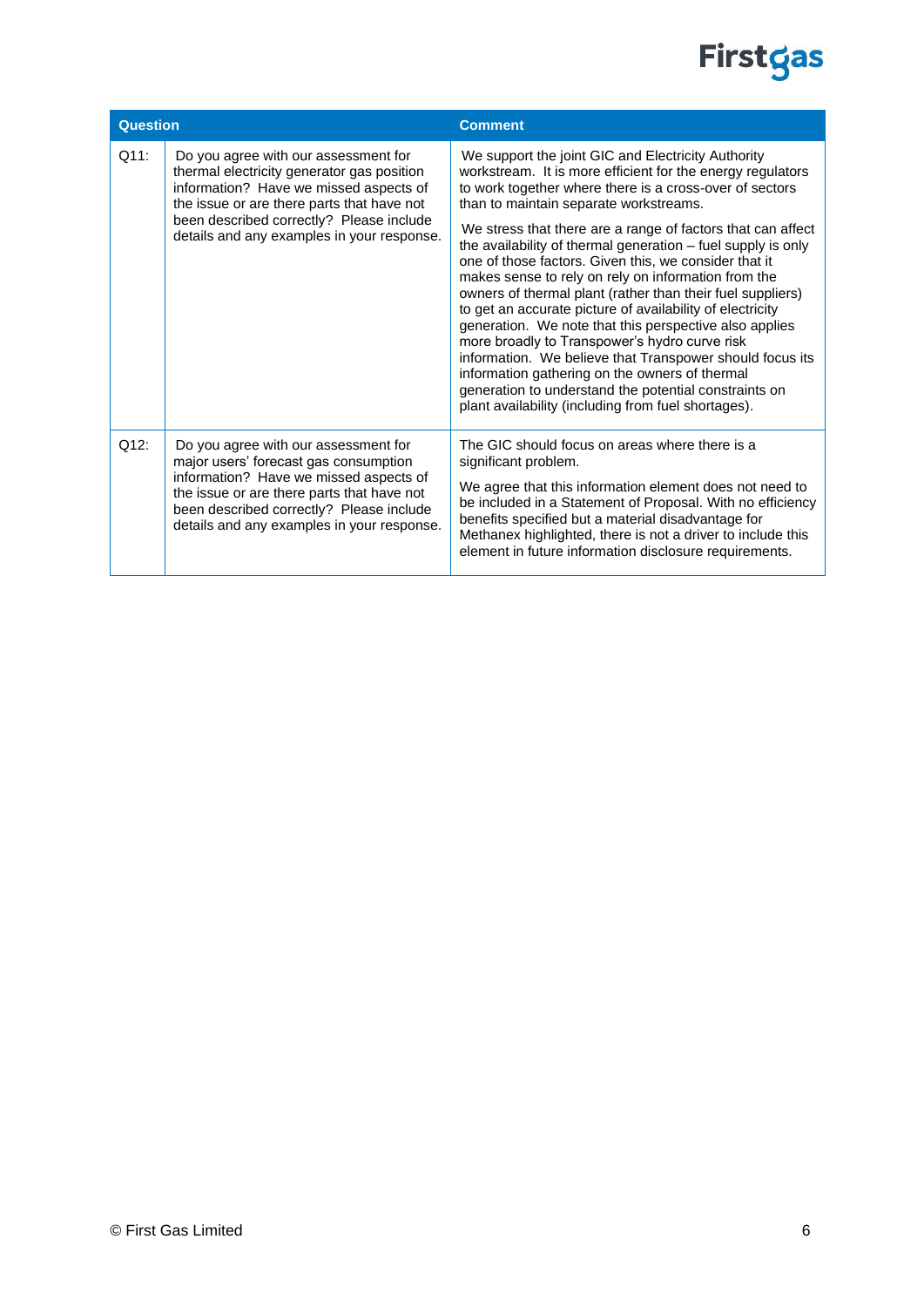| Question | | Comment |
|---|---|---|
| Q11: | Do you agree with our assessment for thermal electricity generator gas position information? Have we missed aspects of the issue or are there parts that have not been described correctly? Please include details and any examples in your response. | We support the joint GIC and Electricity Authority workstream. It is more efficient for the energy regulators to work together where there is a cross-over of sectors than to maintain separate workstreams.<br><br>We stress that there are a range of factors that can affect the availability of thermal generation – fuel supply is only one of those factors. Given this, we consider that it makes sense to rely on rely on information from the owners of thermal plant (rather than their fuel suppliers) to get an accurate picture of availability of electricity generation. We note that this perspective also applies more broadly to Transpower's hydro curve risk information. We believe that Transpower should focus its information gathering on the owners of thermal generation to understand the potential constraints on plant availability (including from fuel shortages). |
| Q12: | Do you agree with our assessment for major users' forecast gas consumption information? Have we missed aspects of the issue or are there parts that have not been described correctly? Please include details and any examples in your response. | The GIC should focus on areas where there is a significant problem.<br><br>We agree that this information element does not need to be included in a Statement of Proposal. With no efficiency benefits specified but a material disadvantage for Methanex highlighted, there is not a driver to include this element in future information disclosure requirements. |

© First Gas Limited